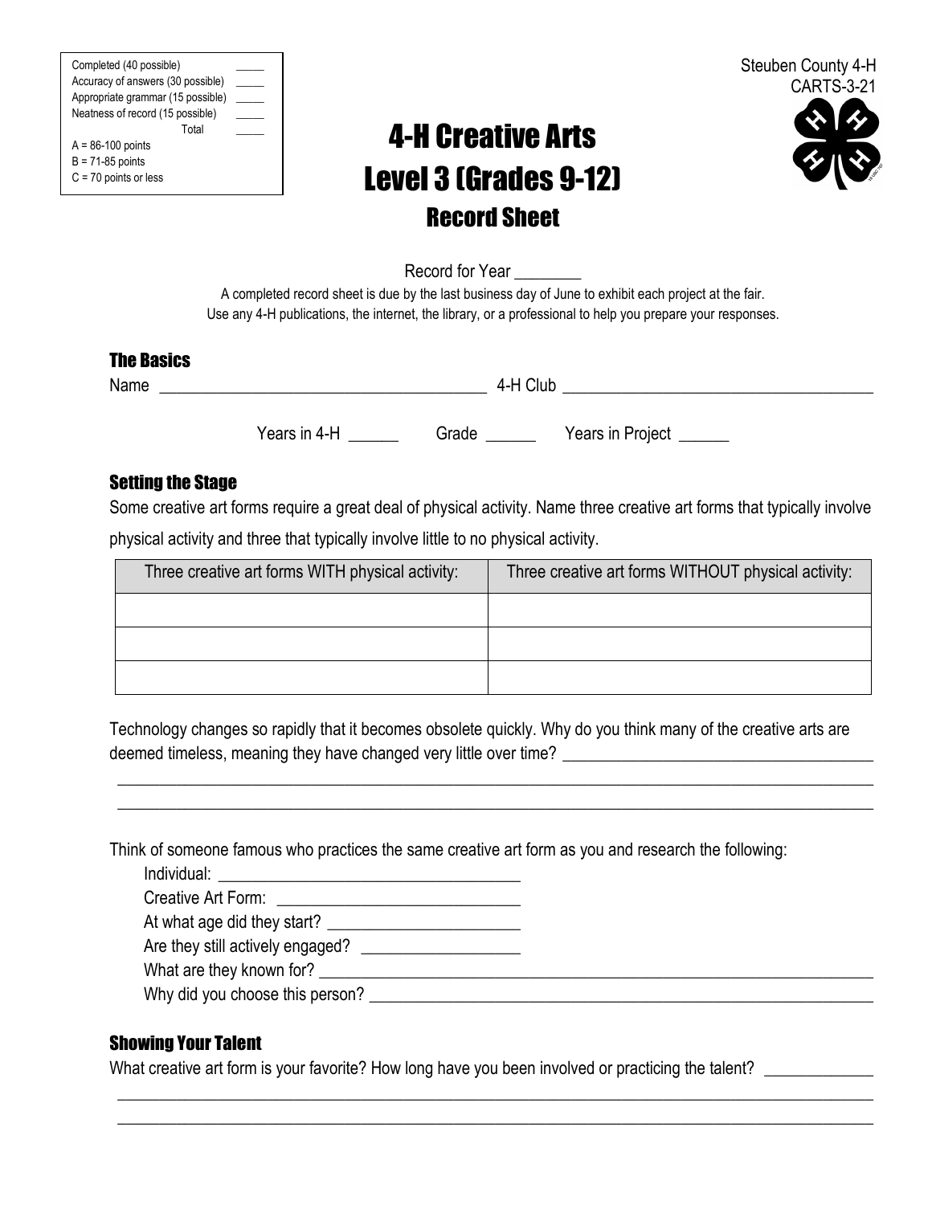| Completed (40 possible) | _____ |
| --- | --- |
| Accuracy of answers (30 possible) | _____ |
| Appropriate grammar (15 possible) | _____ |
| Neatness of record (15 possible) | _____ |
| Total | _____ |

A = 86-100 points
B = 71-85 points
C = 70 points or less

Steuben County 4-H
CARTS-3-21

# 4-H Creative Arts
# Level 3 (Grades 9-12)
## Record Sheet

Record for Year ________

A completed record sheet is due by the last business day of June to exhibit each project at the fair.
Use any 4-H publications, the internet, the library, or a professional to help you prepare your responses.

### The Basics

Name ______________________________________ 4-H Club ___________________________________

Years in 4-H ______ Grade ______ Years in Project ______

### Setting the Stage

Some creative art forms require a great deal of physical activity. Name three creative art forms that typically involve physical activity and three that typically involve little to no physical activity.

| Three creative art forms WITH physical activity: | Three creative art forms WITHOUT physical activity: |
| --- | --- |
| | |
| | |
| | |

Technology changes so rapidly that it becomes obsolete quickly. Why do you think many of the creative arts are deemed timeless, meaning they have changed very little over time? ____________________________________
_____________________________________________________________________________________________
_____________________________________________________________________________________________

Think of someone famous who practices the same creative art form as you and research the following:

Individual: ___________________________________
Creative Art Form: ____________________________
At what age did they start? ______________________
Are they still actively engaged? __________________
What are they known for? ____________________________________________________________________
Why did you choose this person? _______________________________________________________________

### Showing Your Talent

What creative art form is your favorite? How long have you been involved or practicing the talent? ____________
_____________________________________________________________________________________________
_____________________________________________________________________________________________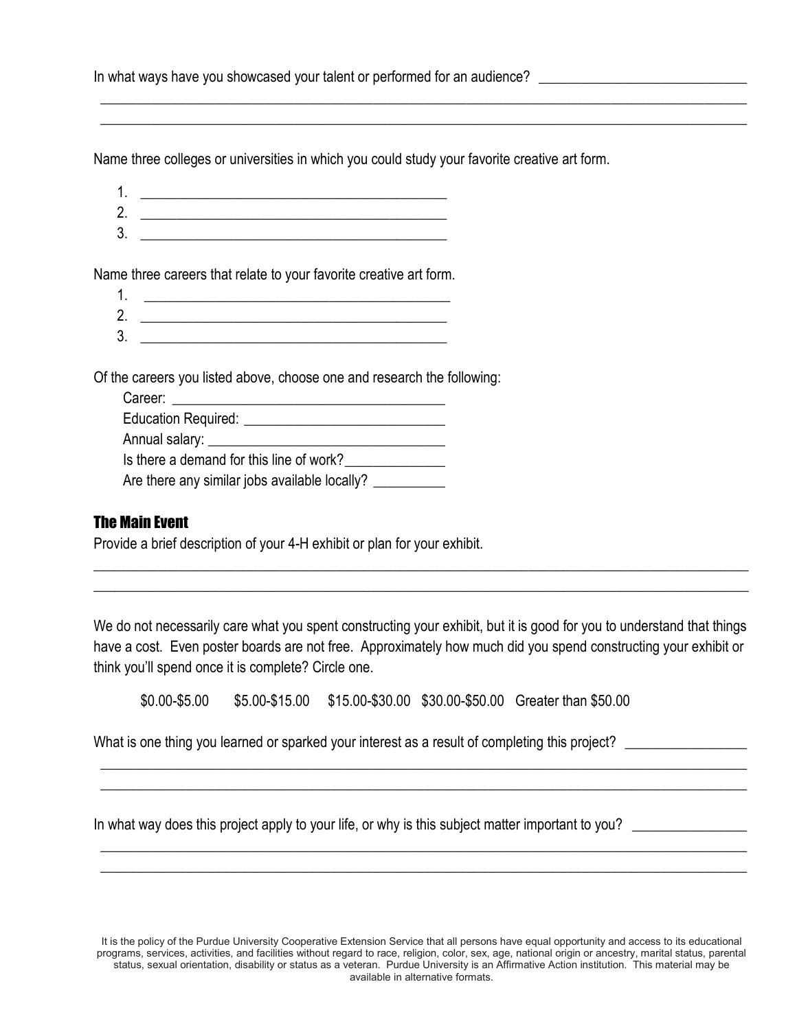In what ways have you showcased your talent or performed for an audience? ____________________________
______________________________________________________________________________________
______________________________________________________________________________________

Name three colleges or universities in which you could study your favorite creative art form.

1. ________________________________________
2. ________________________________________
3. ________________________________________

Name three careers that relate to your favorite creative art form.

1. ________________________________________
2. ________________________________________
3. ________________________________________

Of the careers you listed above, choose one and research the following:

Career: ____________________________________

Education Required: ___________________________

Annual salary: _______________________________

Is there a demand for this line of work?_____________

Are there any similar jobs available locally? __________

## The Main Event

Provide a brief description of your 4-H exhibit or plan for your exhibit.

______________________________________________________________________________________
______________________________________________________________________________________

We do not necessarily care what you spent constructing your exhibit, but it is good for you to understand that things have a cost. Even poster boards are not free. Approximately how much did you spend constructing your exhibit or think you'll spend once it is complete? Circle one.

$0.00-$5.00     $5.00-$15.00     $15.00-$30.00     $30.00-$50.00     Greater than $50.00

What is one thing you learned or sparked your interest as a result of completing this project? ________________
______________________________________________________________________________________
______________________________________________________________________________________

In what way does this project apply to your life, or why is this subject matter important to you? _______________
______________________________________________________________________________________
______________________________________________________________________________________

It is the policy of the Purdue University Cooperative Extension Service that all persons have equal opportunity and access to its educational programs, services, activities, and facilities without regard to race, religion, color, sex, age, national origin or ancestry, marital status, parental status, sexual orientation, disability or status as a veteran. Purdue University is an Affirmative Action institution. This material may be available in alternative formats.